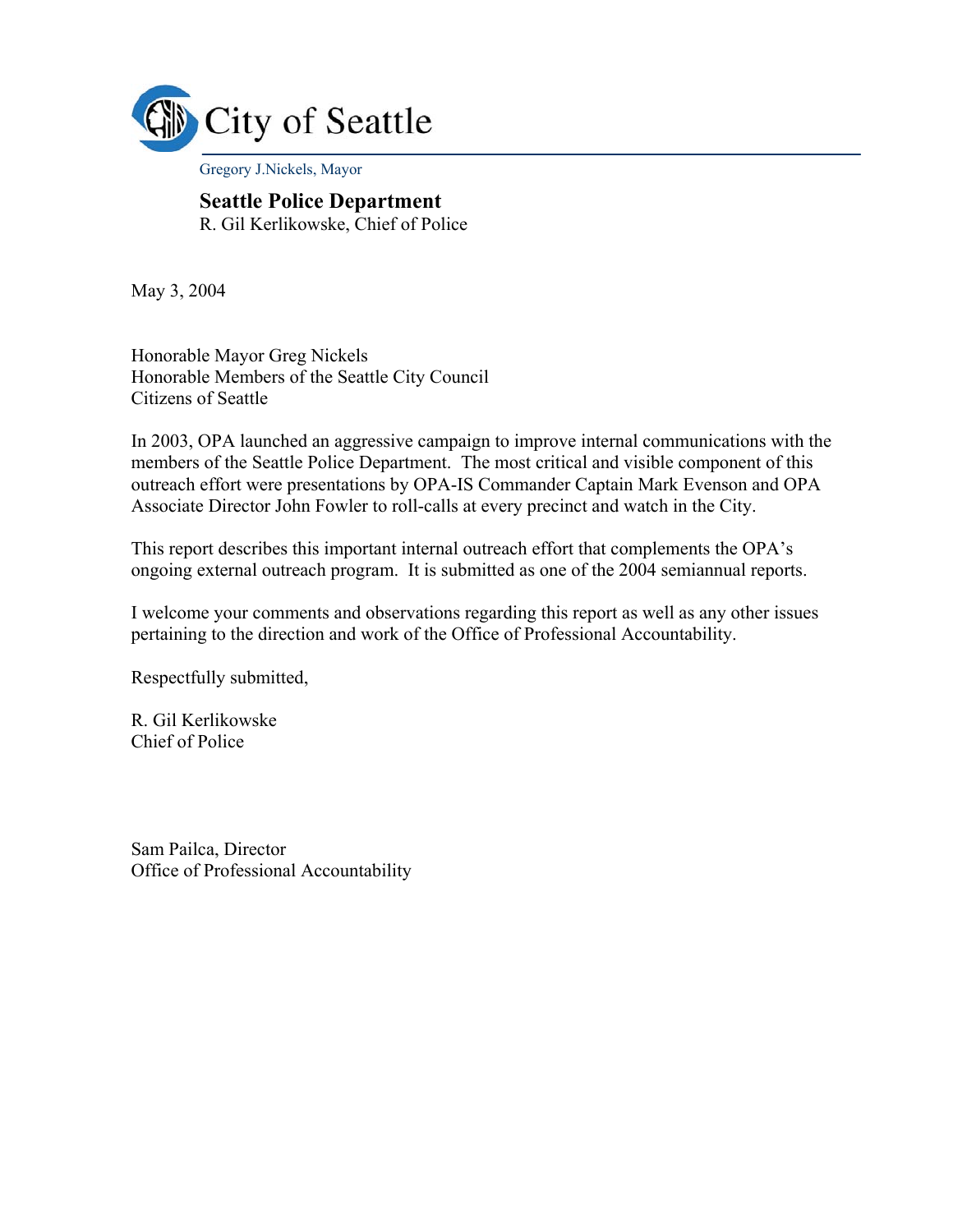# City of Seattle

Gregory J.Nickels, Mayor

**Seattle Police Department**
R. Gil Kerlikowske, Chief of Police

May 3, 2004

Honorable Mayor Greg Nickels
Honorable Members of the Seattle City Council
Citizens of Seattle

In 2003, OPA launched an aggressive campaign to improve internal communications with the members of the Seattle Police Department. The most critical and visible component of this outreach effort were presentations by OPA-IS Commander Captain Mark Evenson and OPA Associate Director John Fowler to roll-calls at every precinct and watch in the City.

This report describes this important internal outreach effort that complements the OPA's ongoing external outreach program. It is submitted as one of the 2004 semiannual reports.

I welcome your comments and observations regarding this report as well as any other issues pertaining to the direction and work of the Office of Professional Accountability.

Respectfully submitted,

R. Gil Kerlikowske
Chief of Police

Sam Pailca, Director
Office of Professional Accountability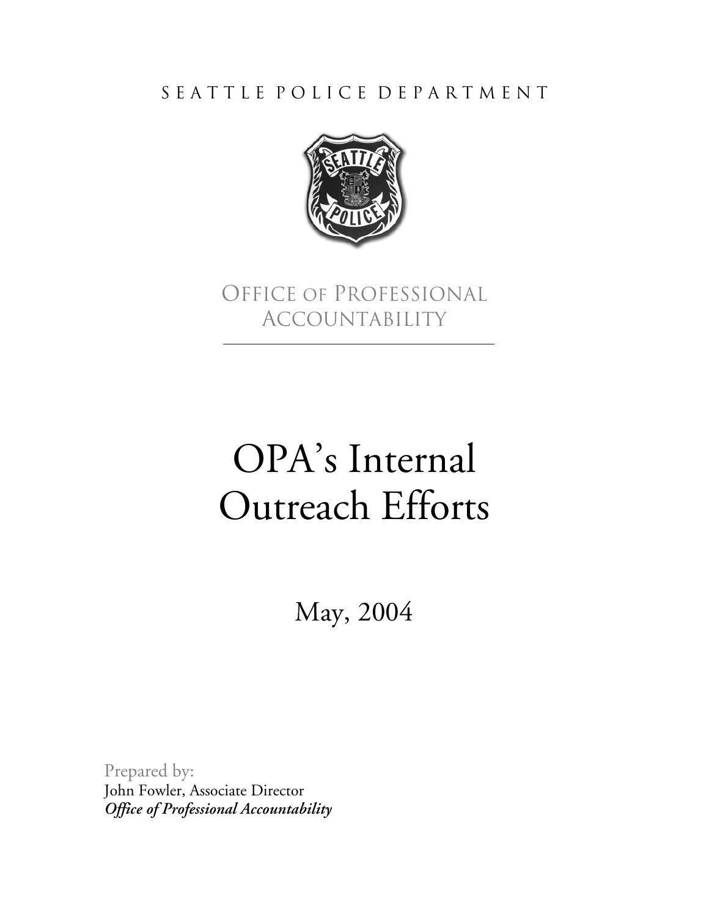SEATTLE POLICE DEPARTMENT

OFFICE OF PROFESSIONAL ACCOUNTABILITY

# OPA's Internal Outreach Efforts

May, 2004

Prepared by:
John Fowler, Associate Director
***Office of Professional Accountability***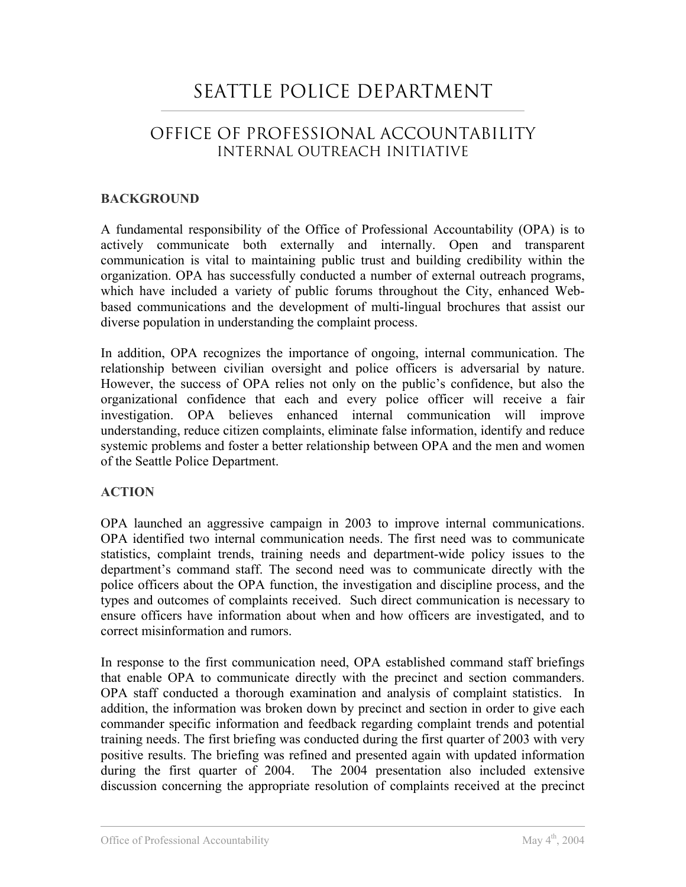# SEATTLE POLICE DEPARTMENT

## OFFICE OF PROFESSIONAL ACCOUNTABILITY
### INTERNAL OUTREACH INITIATIVE

**BACKGROUND**

A fundamental responsibility of the Office of Professional Accountability (OPA) is to actively communicate both externally and internally. Open and transparent communication is vital to maintaining public trust and building credibility within the organization. OPA has successfully conducted a number of external outreach programs, which have included a variety of public forums throughout the City, enhanced Web-based communications and the development of multi-lingual brochures that assist our diverse population in understanding the complaint process.

In addition, OPA recognizes the importance of ongoing, internal communication. The relationship between civilian oversight and police officers is adversarial by nature. However, the success of OPA relies not only on the public's confidence, but also the organizational confidence that each and every police officer will receive a fair investigation. OPA believes enhanced internal communication will improve understanding, reduce citizen complaints, eliminate false information, identify and reduce systemic problems and foster a better relationship between OPA and the men and women of the Seattle Police Department.

**ACTION**

OPA launched an aggressive campaign in 2003 to improve internal communications. OPA identified two internal communication needs. The first need was to communicate statistics, complaint trends, training needs and department-wide policy issues to the department's command staff. The second need was to communicate directly with the police officers about the OPA function, the investigation and discipline process, and the types and outcomes of complaints received. Such direct communication is necessary to ensure officers have information about when and how officers are investigated, and to correct misinformation and rumors.

In response to the first communication need, OPA established command staff briefings that enable OPA to communicate directly with the precinct and section commanders. OPA staff conducted a thorough examination and analysis of complaint statistics. In addition, the information was broken down by precinct and section in order to give each commander specific information and feedback regarding complaint trends and potential training needs. The first briefing was conducted during the first quarter of 2003 with very positive results. The briefing was refined and presented again with updated information during the first quarter of 2004. The 2004 presentation also included extensive discussion concerning the appropriate resolution of complaints received at the precinct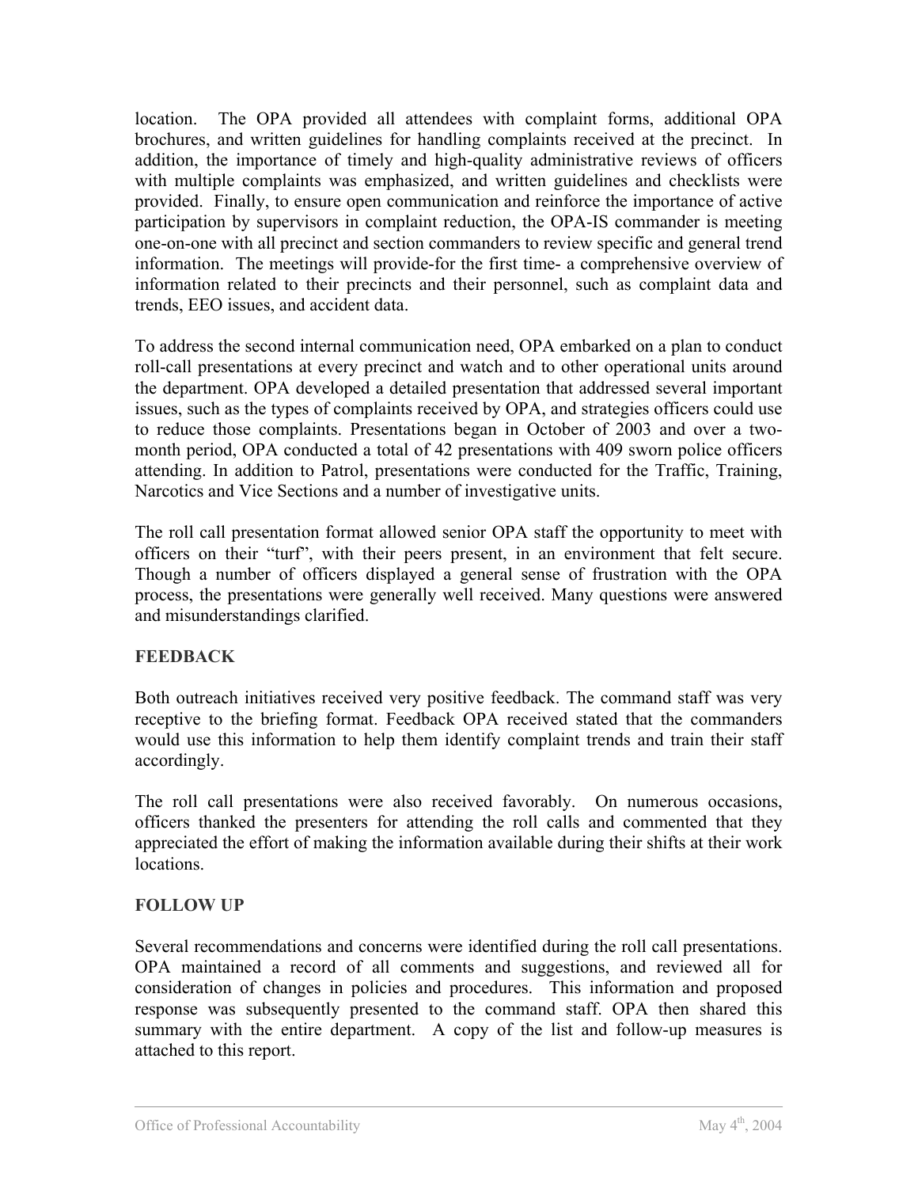location. The OPA provided all attendees with complaint forms, additional OPA brochures, and written guidelines for handling complaints received at the precinct. In addition, the importance of timely and high-quality administrative reviews of officers with multiple complaints was emphasized, and written guidelines and checklists were provided. Finally, to ensure open communication and reinforce the importance of active participation by supervisors in complaint reduction, the OPA-IS commander is meeting one-on-one with all precinct and section commanders to review specific and general trend information. The meetings will provide-for the first time- a comprehensive overview of information related to their precincts and their personnel, such as complaint data and trends, EEO issues, and accident data.

To address the second internal communication need, OPA embarked on a plan to conduct roll-call presentations at every precinct and watch and to other operational units around the department. OPA developed a detailed presentation that addressed several important issues, such as the types of complaints received by OPA, and strategies officers could use to reduce those complaints. Presentations began in October of 2003 and over a two-month period, OPA conducted a total of 42 presentations with 409 sworn police officers attending. In addition to Patrol, presentations were conducted for the Traffic, Training, Narcotics and Vice Sections and a number of investigative units.

The roll call presentation format allowed senior OPA staff the opportunity to meet with officers on their "turf", with their peers present, in an environment that felt secure. Though a number of officers displayed a general sense of frustration with the OPA process, the presentations were generally well received. Many questions were answered and misunderstandings clarified.

## FEEDBACK

Both outreach initiatives received very positive feedback. The command staff was very receptive to the briefing format. Feedback OPA received stated that the commanders would use this information to help them identify complaint trends and train their staff accordingly.

The roll call presentations were also received favorably. On numerous occasions, officers thanked the presenters for attending the roll calls and commented that they appreciated the effort of making the information available during their shifts at their work locations.

## FOLLOW UP

Several recommendations and concerns were identified during the roll call presentations. OPA maintained a record of all comments and suggestions, and reviewed all for consideration of changes in policies and procedures. This information and proposed response was subsequently presented to the command staff. OPA then shared this summary with the entire department. A copy of the list and follow-up measures is attached to this report.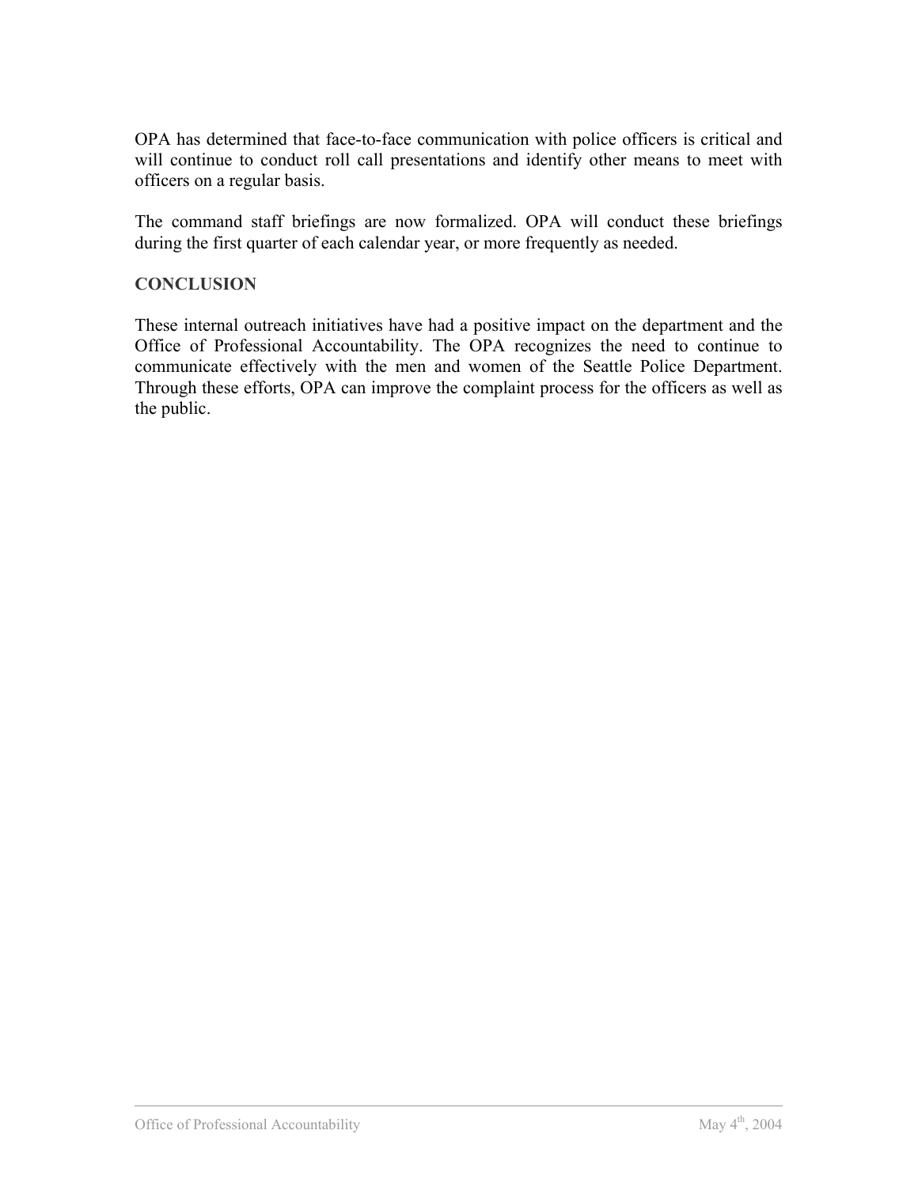OPA has determined that face-to-face communication with police officers is critical and will continue to conduct roll call presentations and identify other means to meet with officers on a regular basis.

The command staff briefings are now formalized. OPA will conduct these briefings during the first quarter of each calendar year, or more frequently as needed.

## CONCLUSION

These internal outreach initiatives have had a positive impact on the department and the Office of Professional Accountability. The OPA recognizes the need to continue to communicate effectively with the men and women of the Seattle Police Department. Through these efforts, OPA can improve the complaint process for the officers as well as the public.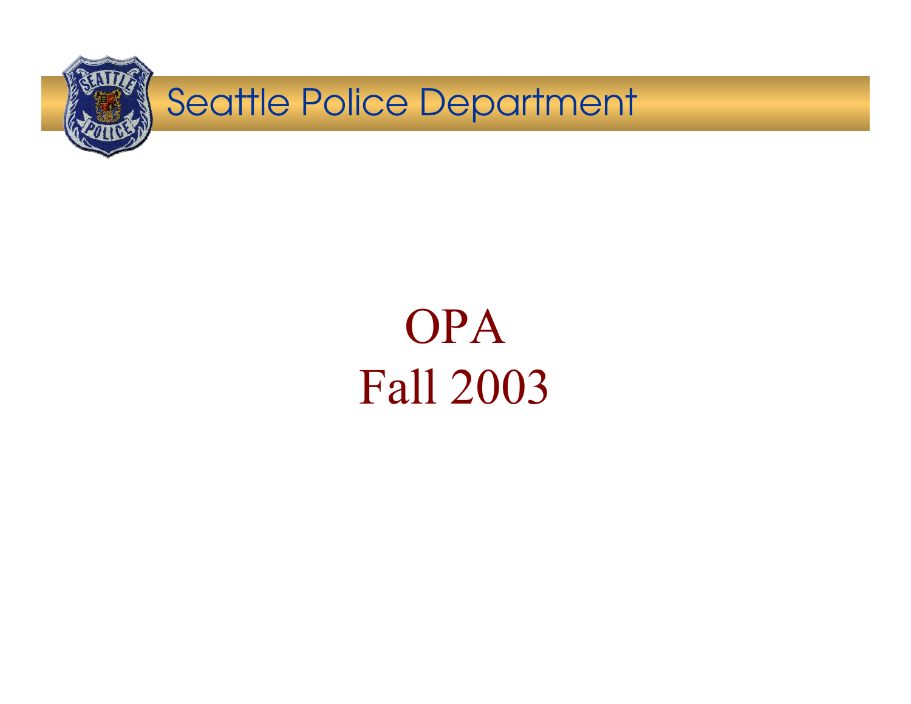Seattle Police Department

# OPA
# Fall 2003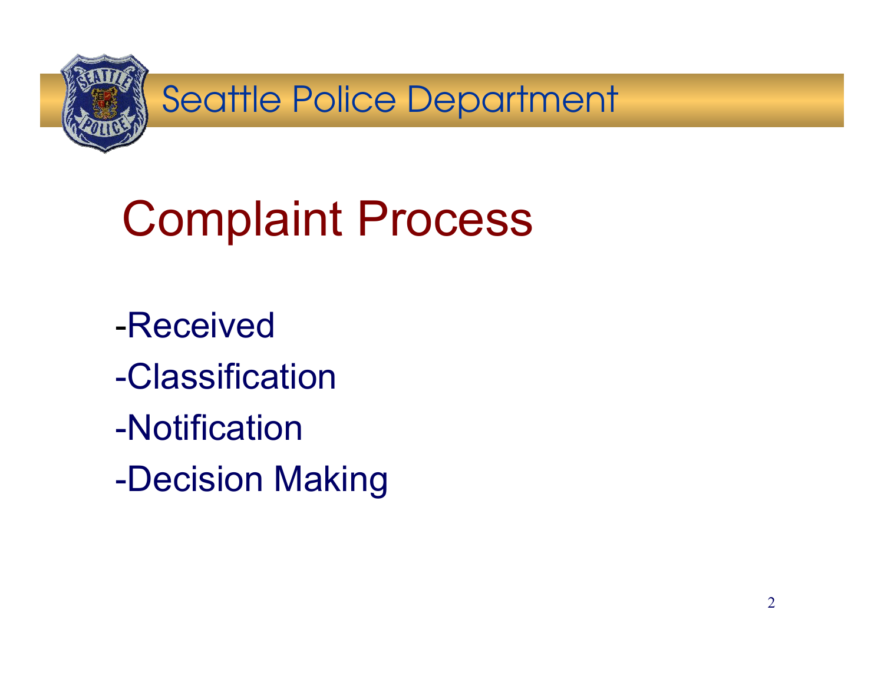Seattle Police Department

# Complaint Process

-Received

-Classification

-Notification

-Decision Making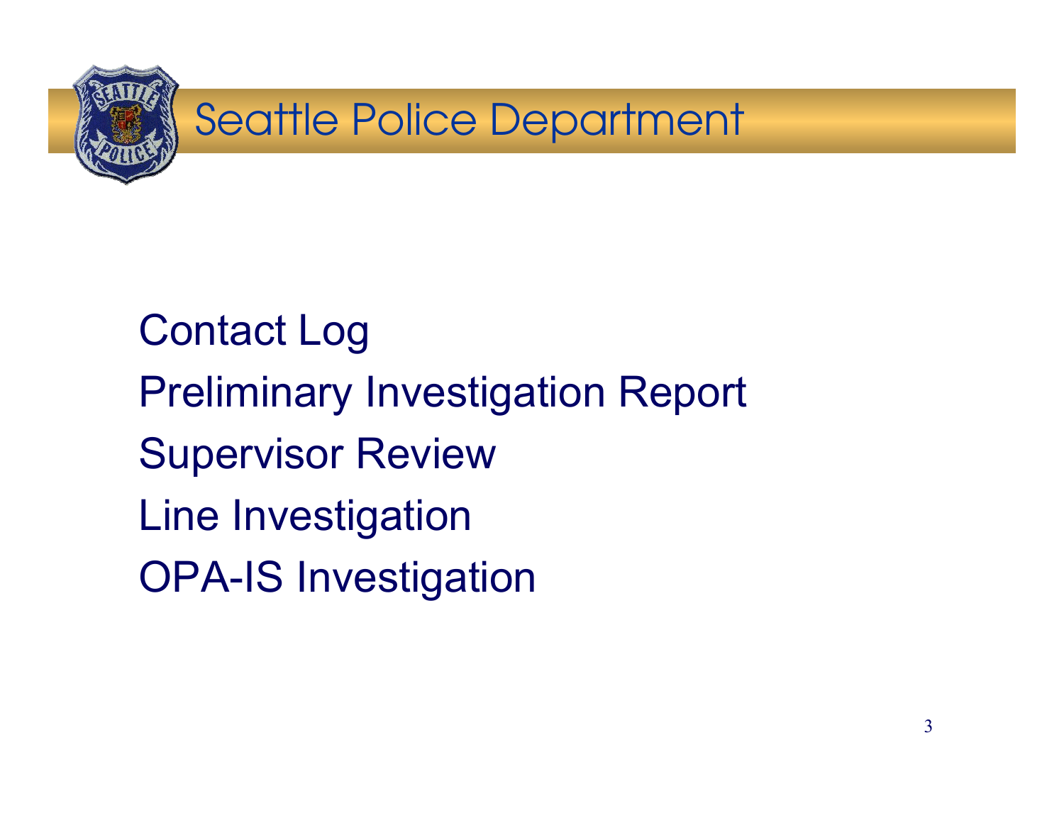# Seattle Police Department

Contact Log

Preliminary Investigation Report

Supervisor Review

Line Investigation

OPA-IS Investigation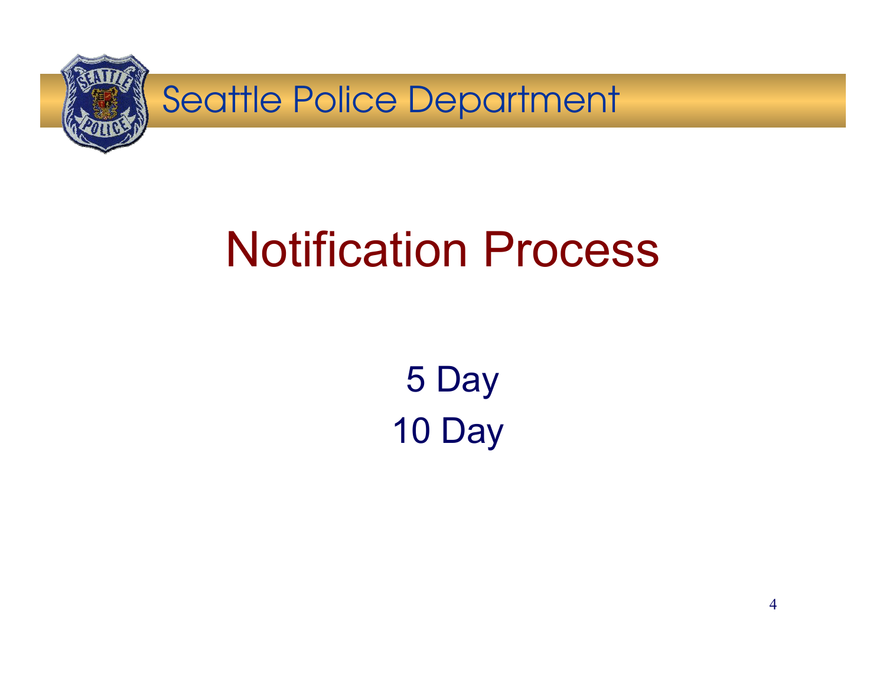# Notification Process

5 Day

10 Day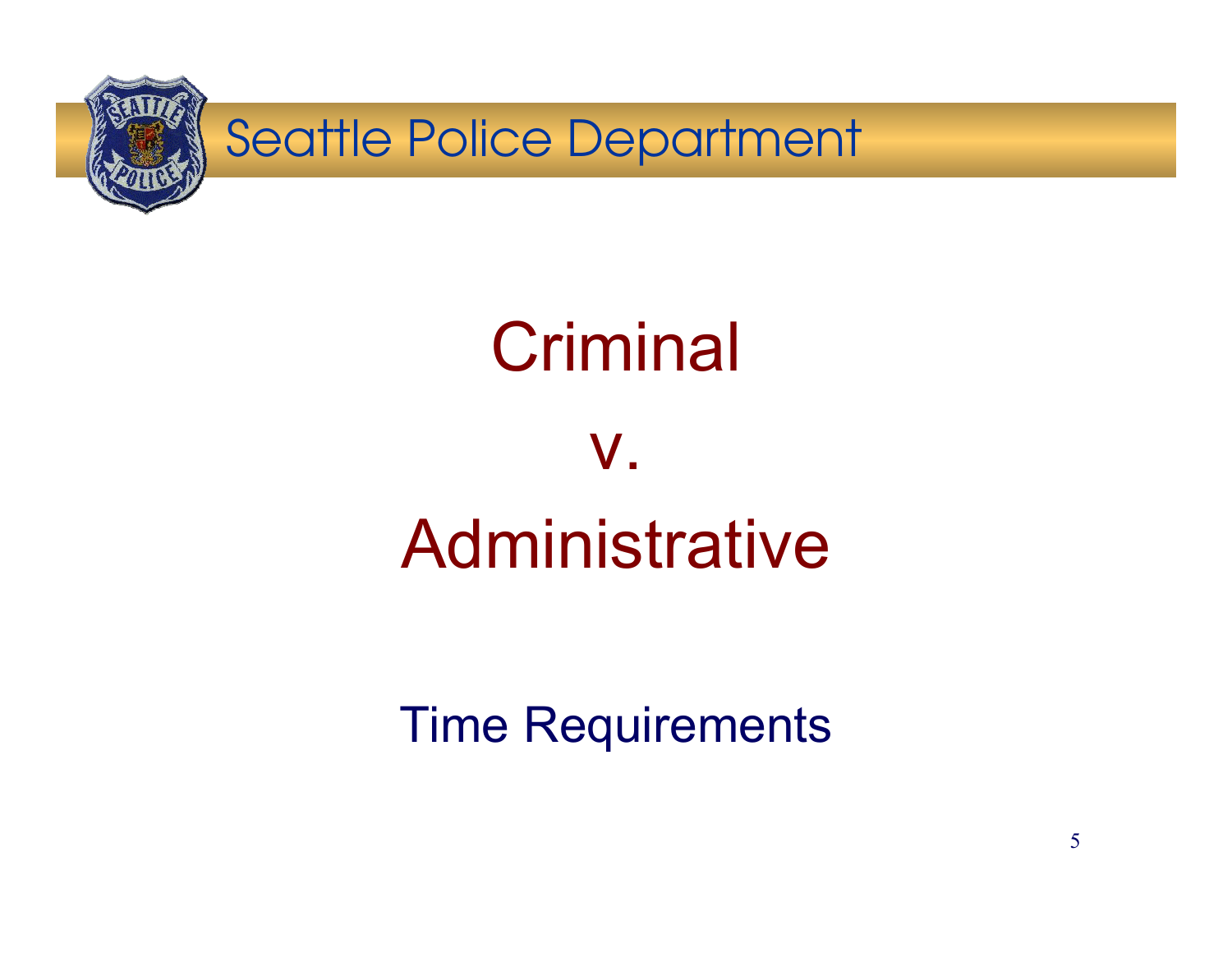Seattle Police Department

# Criminal

# v.

# Administrative

Time Requirements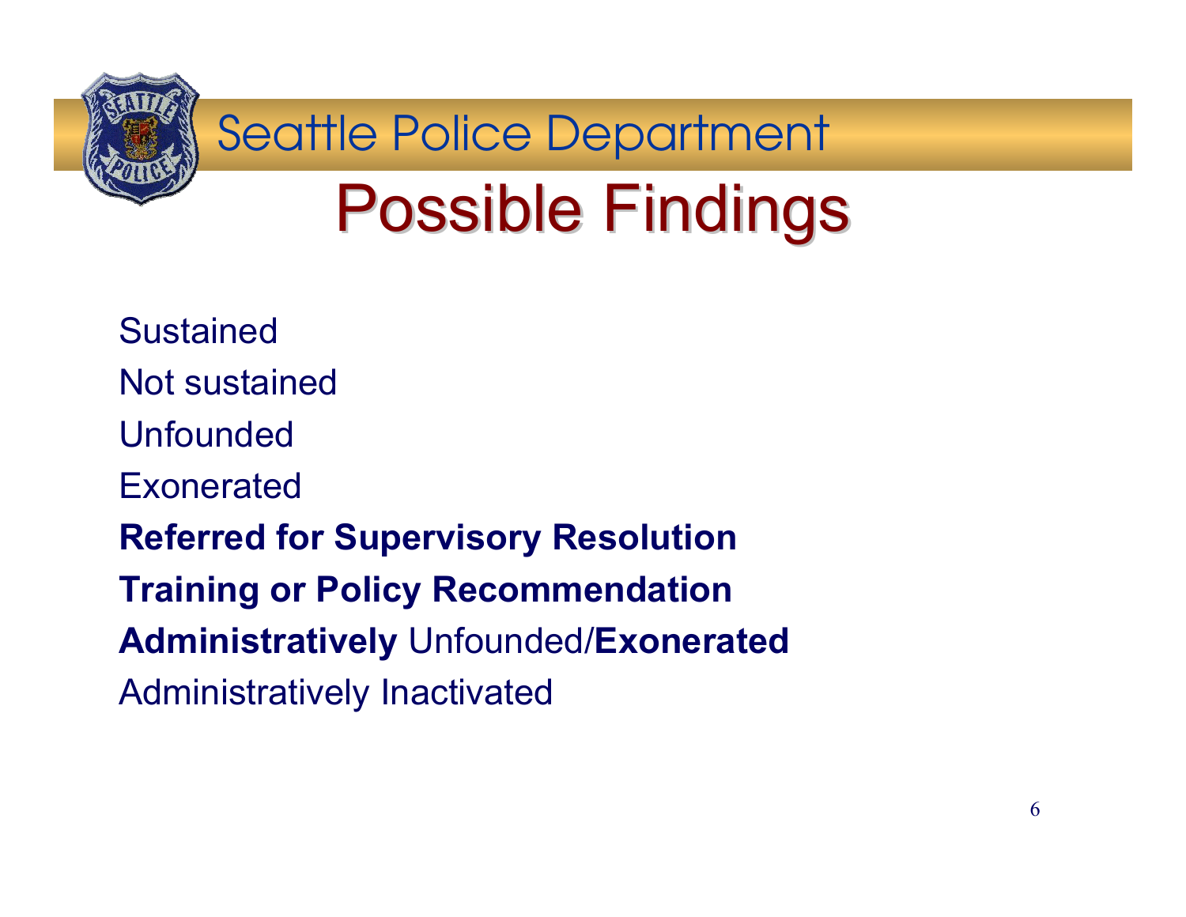Seattle Police Department

# Possible Findings

Sustained

Not sustained

Unfounded

Exonerated

**Referred for Supervisory Resolution**

**Training or Policy Recommendation**

**Administratively** Unfounded/**Exonerated**

Administratively Inactivated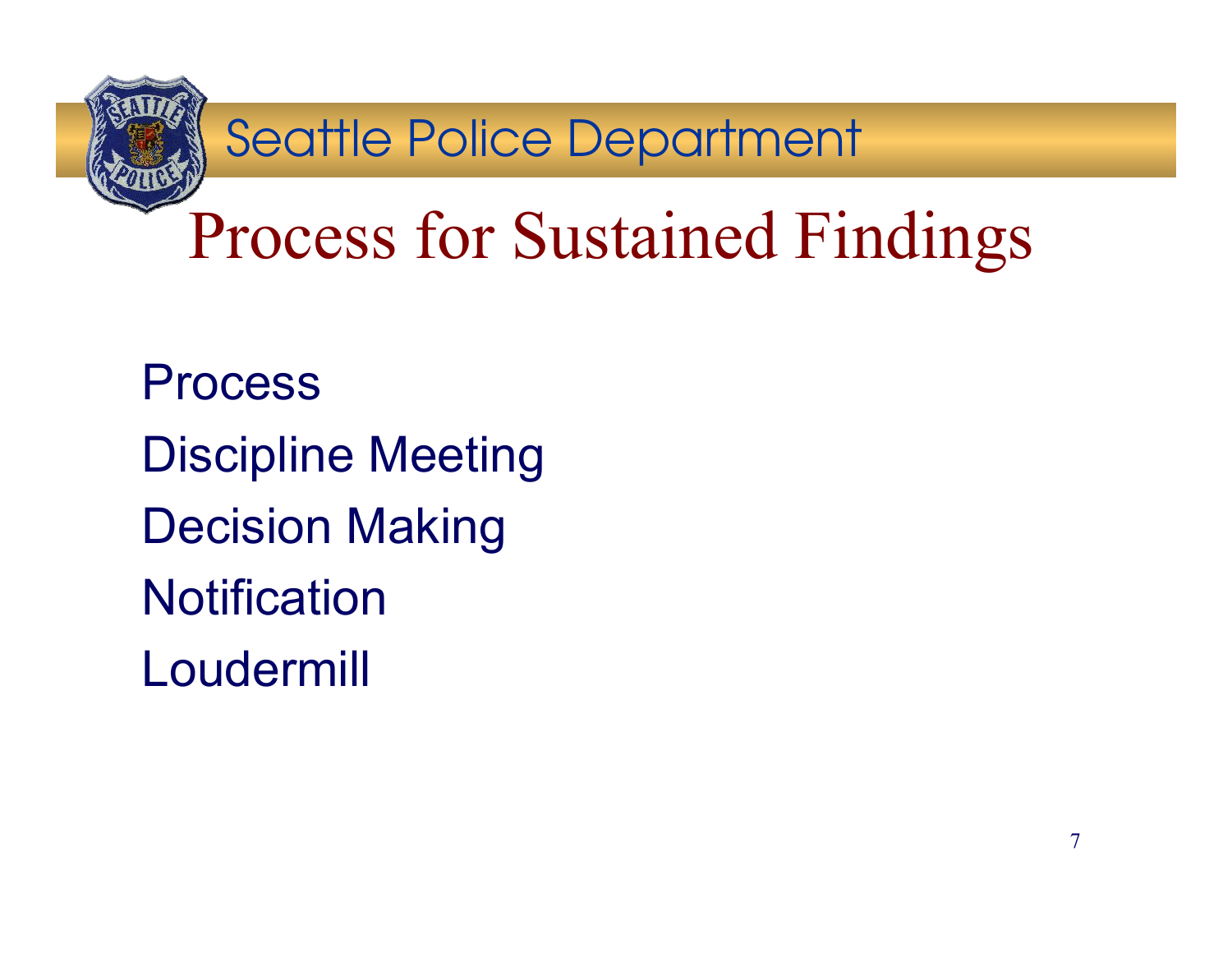Seattle Police Department

# Process for Sustained Findings

- Process
- Discipline Meeting
- Decision Making
- Notification
- Loudermill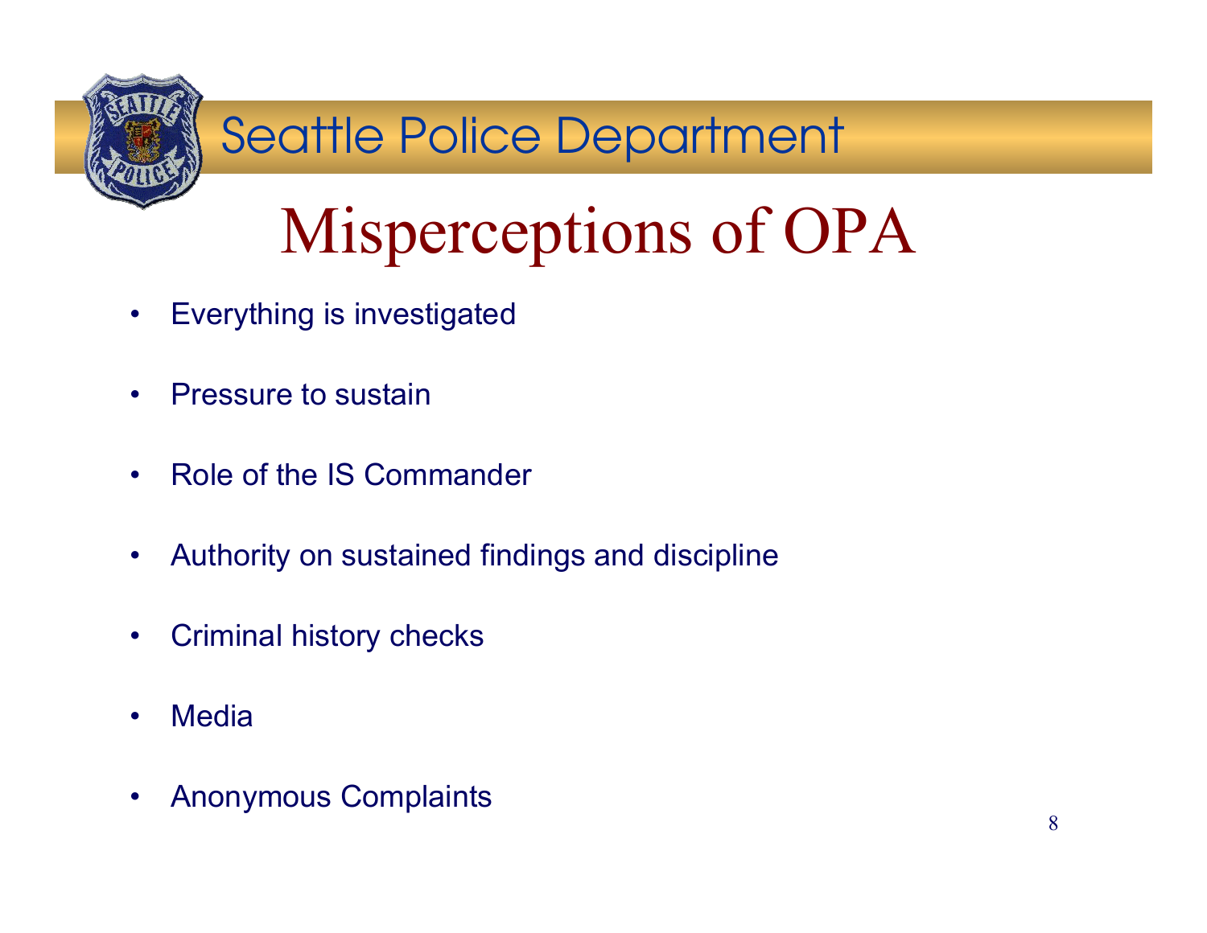Seattle Police Department

# Misperceptions of OPA

- Everything is investigated
- Pressure to sustain
- Role of the IS Commander
- Authority on sustained findings and discipline
- Criminal history checks
- Media
- Anonymous Complaints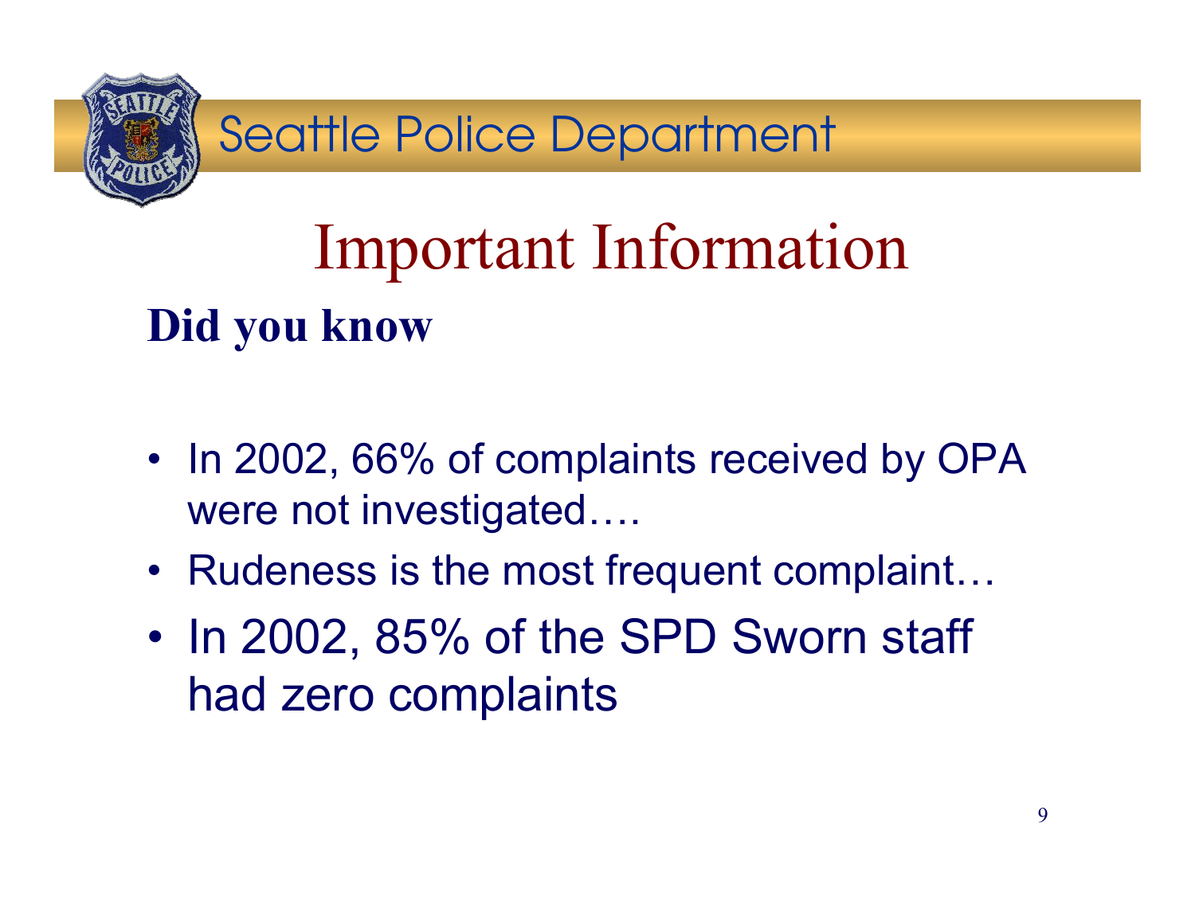Seattle Police Department

# Important Information

**Did you know**

- In 2002, 66% of complaints received by OPA were not investigated….
- Rudeness is the most frequent complaint…
- In 2002, 85% of the SPD Sworn staff had zero complaints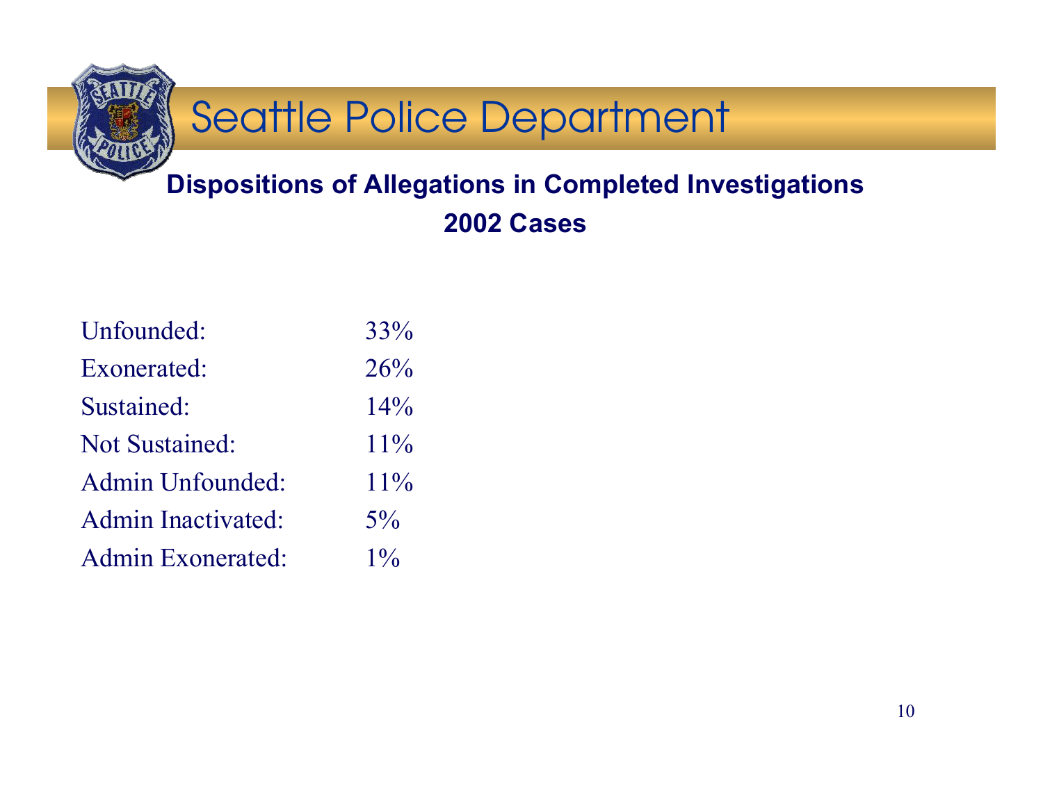# Seattle Police Department

## Dispositions of Allegations in Completed Investigations
## 2002 Cases

| | |
|---|---|
| Unfounded: | 33% |
| Exonerated: | 26% |
| Sustained: | 14% |
| Not Sustained: | 11% |
| Admin Unfounded: | 11% |
| Admin Inactivated: | 5% |
| Admin Exonerated: | 1% |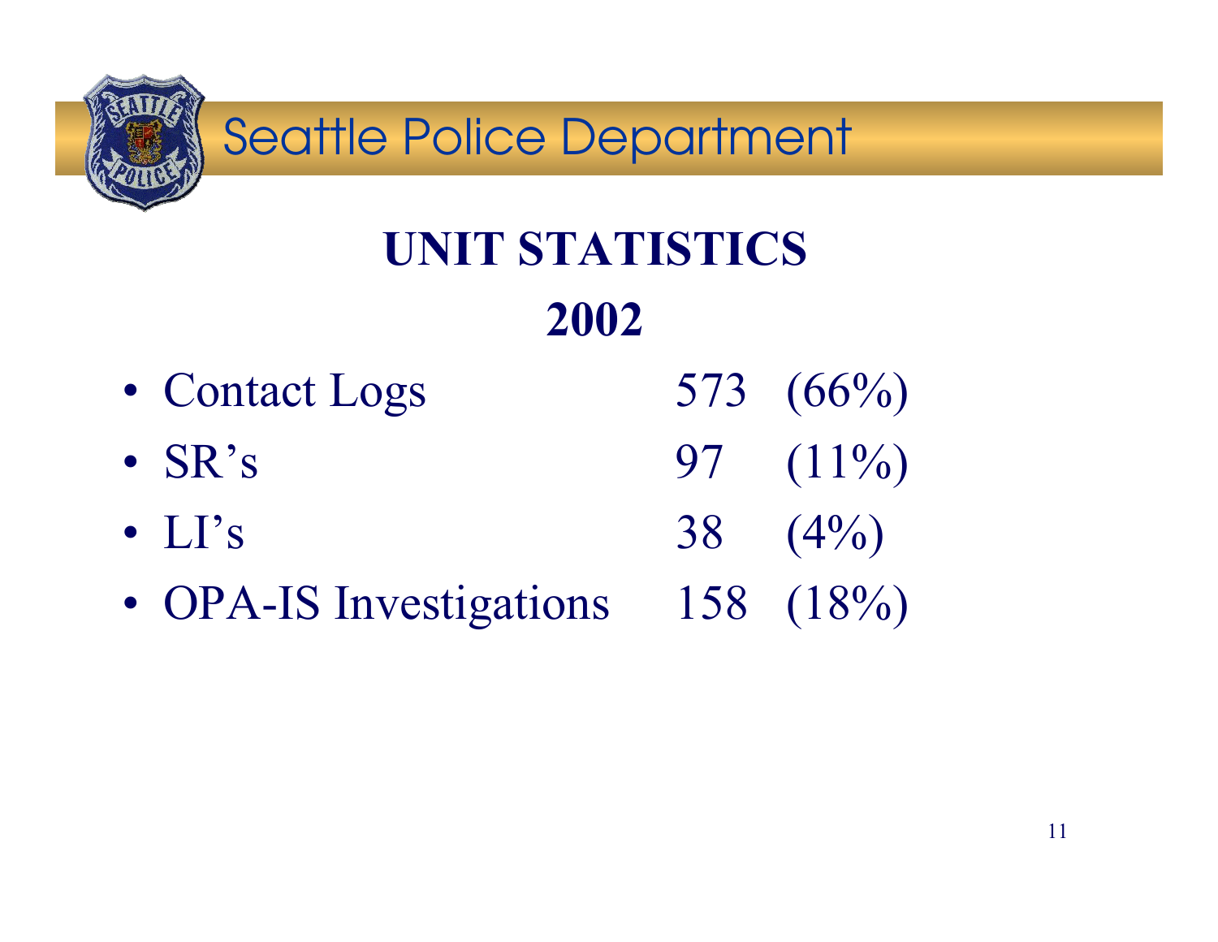Seattle Police Department

# UNIT STATISTICS 2002

- Contact Logs 573 (66%)
- SR's 97 (11%)
- LI's 38 (4%)
- OPA-IS Investigations 158 (18%)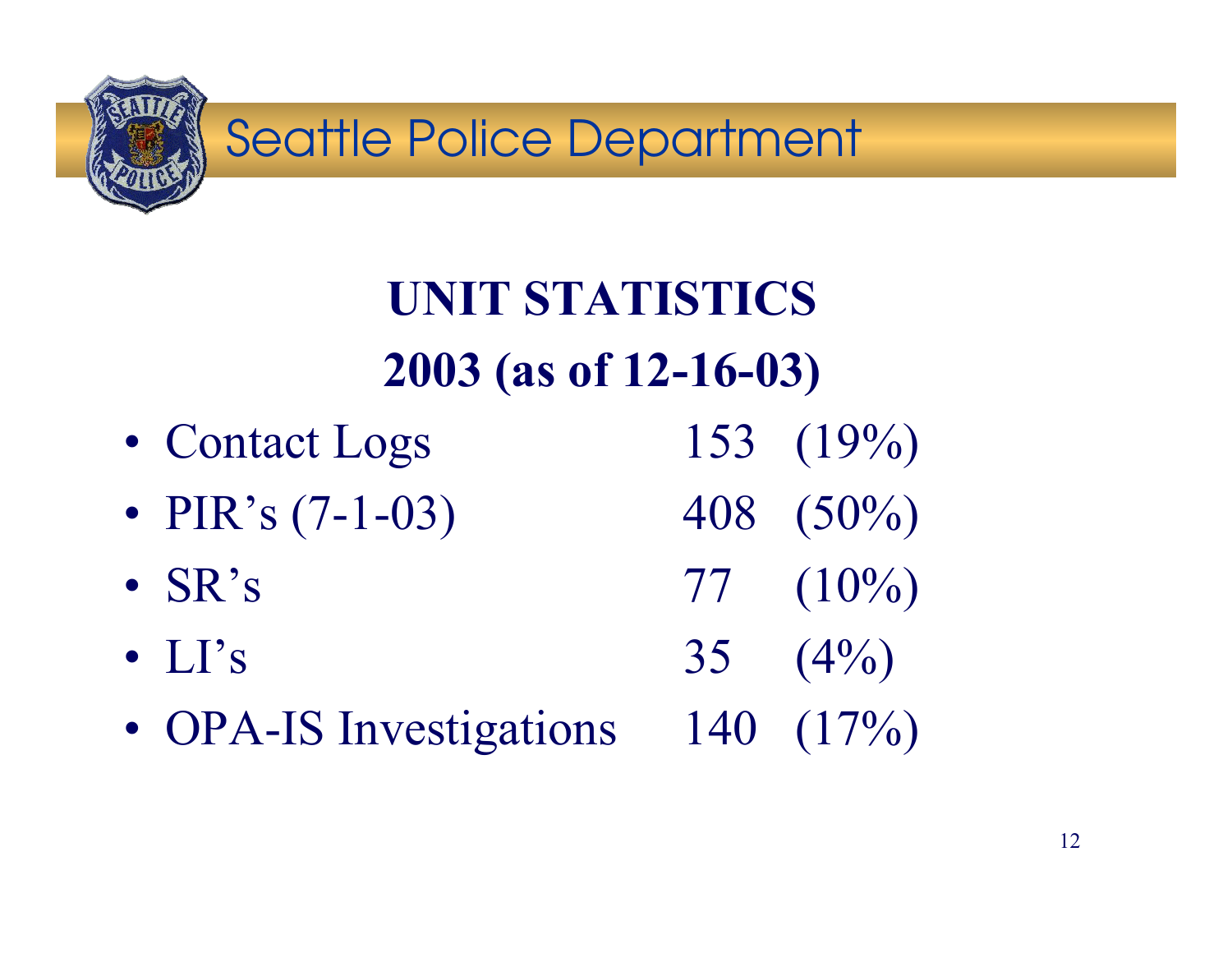# Seattle Police Department

## UNIT STATISTICS
## 2003 (as of 12-16-03)

- Contact Logs 153 (19%)
- PIR's (7-1-03) 408 (50%)
- SR's 77 (10%)
- LI's 35 (4%)
- OPA-IS Investigations 140 (17%)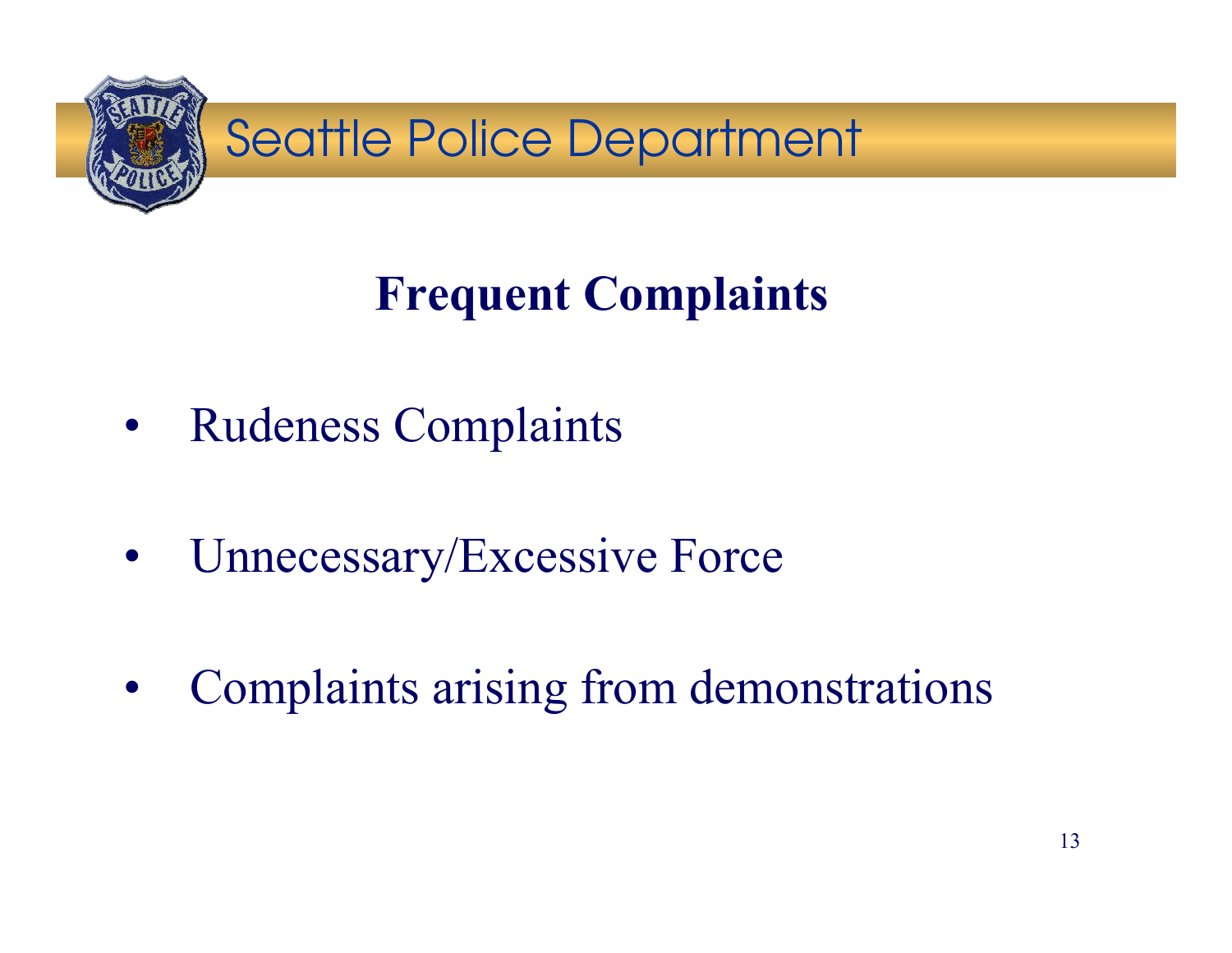# Frequent Complaints

- Rudeness Complaints
- Unnecessary/Excessive Force
- Complaints arising from demonstrations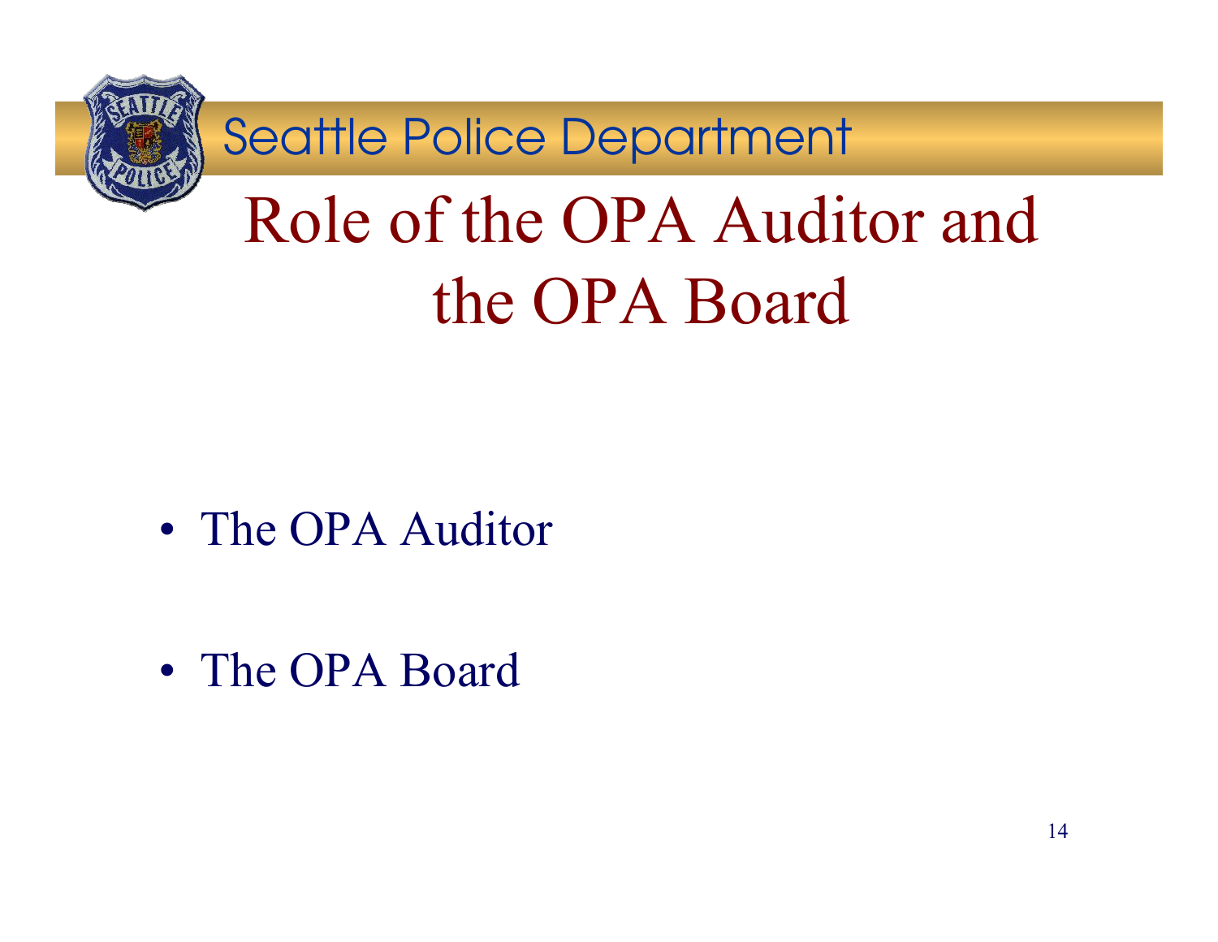Seattle Police Department

# Role of the OPA Auditor and the OPA Board

- The OPA Auditor
- The OPA Board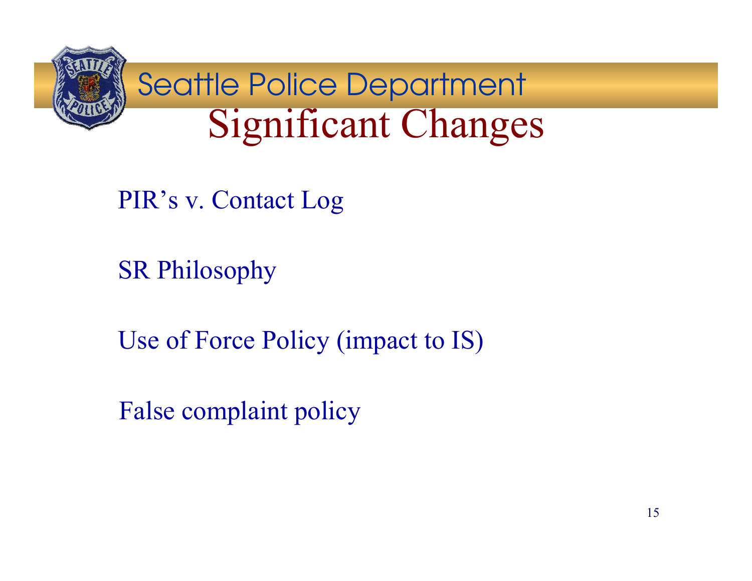# Seattle Police Department

## Significant Changes

PIR's v. Contact Log

SR Philosophy

Use of Force Policy (impact to IS)

False complaint policy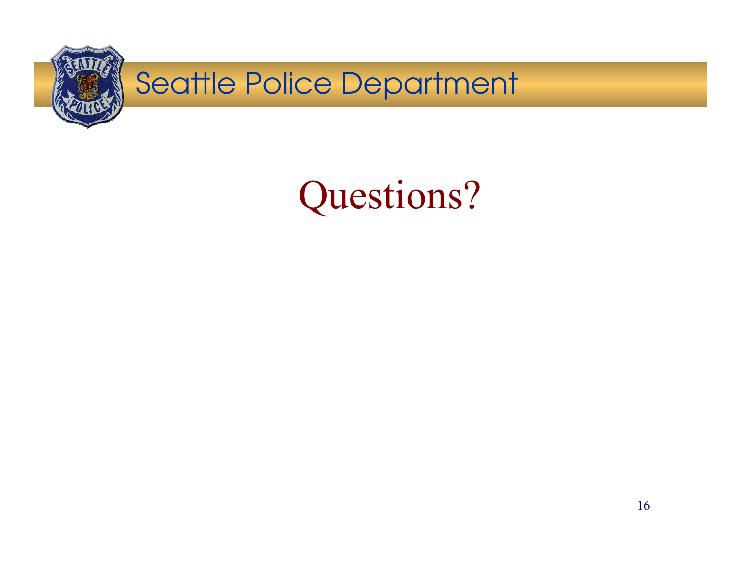Seattle Police Department

# Questions?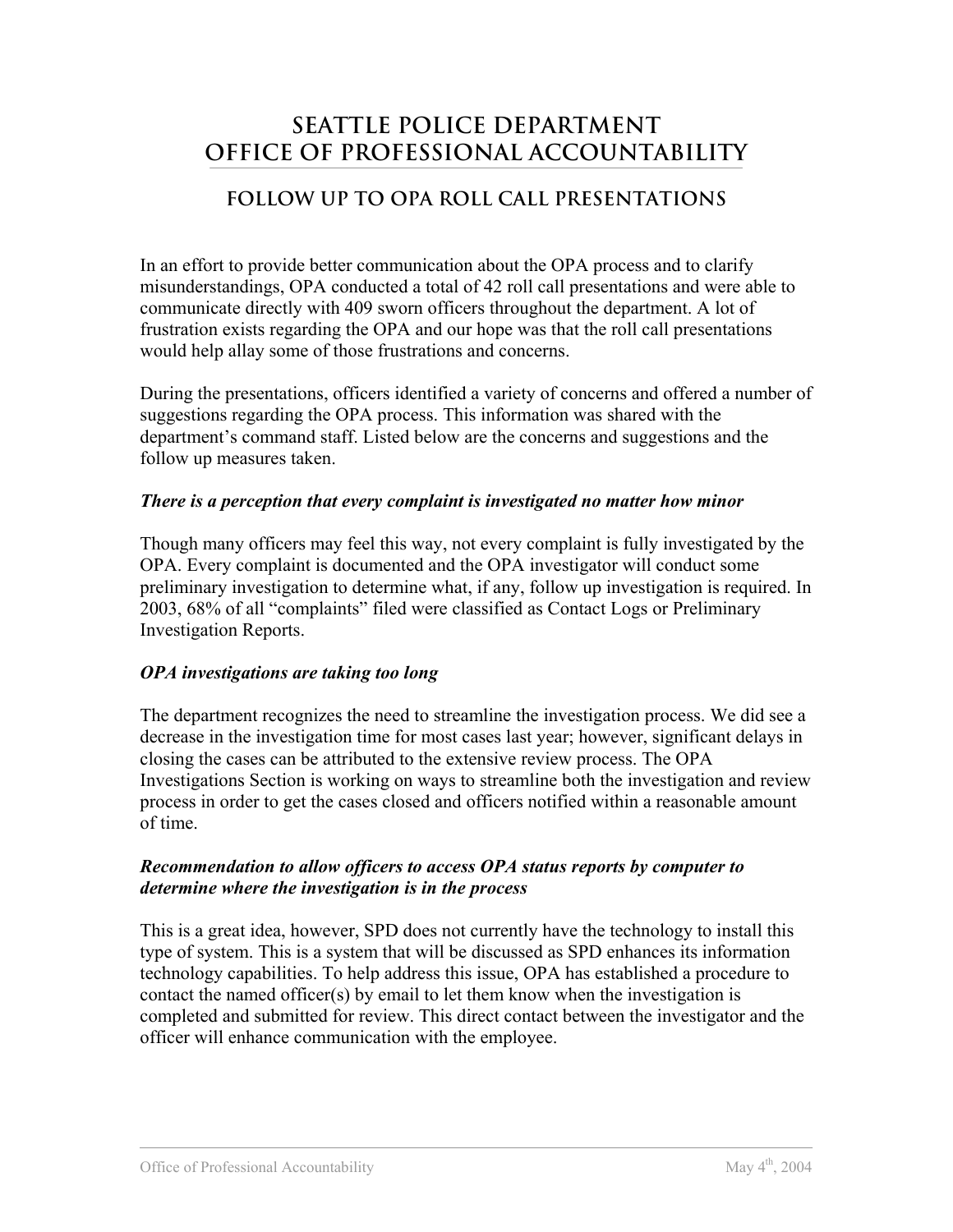# SEATTLE POLICE DEPARTMENT
# OFFICE OF PROFESSIONAL ACCOUNTABILITY

## FOLLOW UP TO OPA ROLL CALL PRESENTATIONS

In an effort to provide better communication about the OPA process and to clarify misunderstandings, OPA conducted a total of 42 roll call presentations and were able to communicate directly with 409 sworn officers throughout the department. A lot of frustration exists regarding the OPA and our hope was that the roll call presentations would help allay some of those frustrations and concerns.

During the presentations, officers identified a variety of concerns and offered a number of suggestions regarding the OPA process. This information was shared with the department's command staff. Listed below are the concerns and suggestions and the follow up measures taken.

***There is a perception that every complaint is investigated no matter how minor***

Though many officers may feel this way, not every complaint is fully investigated by the OPA. Every complaint is documented and the OPA investigator will conduct some preliminary investigation to determine what, if any, follow up investigation is required. In 2003, 68% of all "complaints" filed were classified as Contact Logs or Preliminary Investigation Reports.

***OPA investigations are taking too long***

The department recognizes the need to streamline the investigation process. We did see a decrease in the investigation time for most cases last year; however, significant delays in closing the cases can be attributed to the extensive review process. The OPA Investigations Section is working on ways to streamline both the investigation and review process in order to get the cases closed and officers notified within a reasonable amount of time.

***Recommendation to allow officers to access OPA status reports by computer to determine where the investigation is in the process***

This is a great idea, however, SPD does not currently have the technology to install this type of system. This is a system that will be discussed as SPD enhances its information technology capabilities. To help address this issue, OPA has established a procedure to contact the named officer(s) by email to let them know when the investigation is completed and submitted for review. This direct contact between the investigator and the officer will enhance communication with the employee.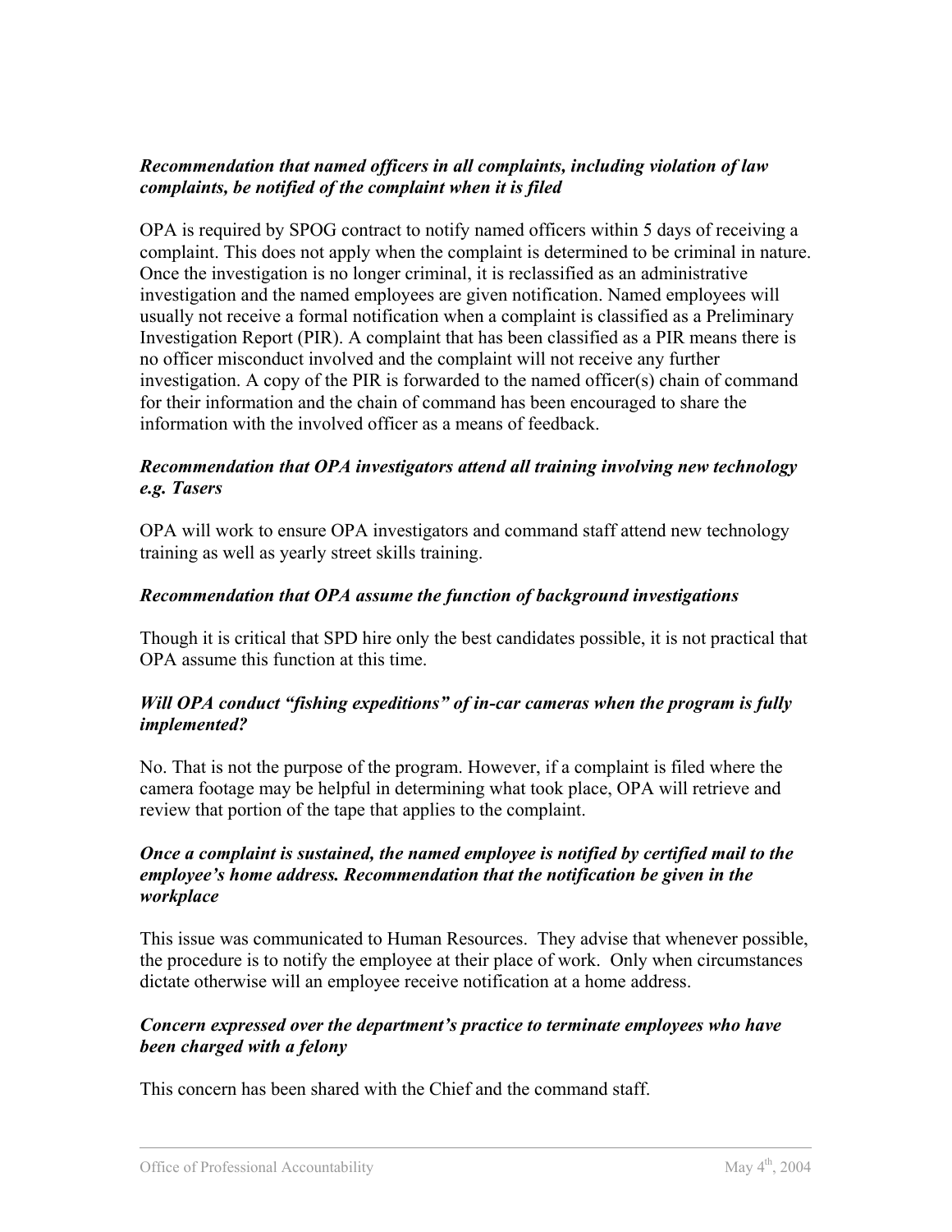***Recommendation that named officers in all complaints, including violation of law complaints, be notified of the complaint when it is filed***

OPA is required by SPOG contract to notify named officers within 5 days of receiving a complaint. This does not apply when the complaint is determined to be criminal in nature. Once the investigation is no longer criminal, it is reclassified as an administrative investigation and the named employees are given notification. Named employees will usually not receive a formal notification when a complaint is classified as a Preliminary Investigation Report (PIR). A complaint that has been classified as a PIR means there is no officer misconduct involved and the complaint will not receive any further investigation. A copy of the PIR is forwarded to the named officer(s) chain of command for their information and the chain of command has been encouraged to share the information with the involved officer as a means of feedback.

***Recommendation that OPA investigators attend all training involving new technology e.g. Tasers***

OPA will work to ensure OPA investigators and command staff attend new technology training as well as yearly street skills training.

***Recommendation that OPA assume the function of background investigations***

Though it is critical that SPD hire only the best candidates possible, it is not practical that OPA assume this function at this time.

***Will OPA conduct "fishing expeditions" of in-car cameras when the program is fully implemented?***

No. That is not the purpose of the program. However, if a complaint is filed where the camera footage may be helpful in determining what took place, OPA will retrieve and review that portion of the tape that applies to the complaint.

***Once a complaint is sustained, the named employee is notified by certified mail to the employee's home address. Recommendation that the notification be given in the workplace***

This issue was communicated to Human Resources. They advise that whenever possible, the procedure is to notify the employee at their place of work. Only when circumstances dictate otherwise will an employee receive notification at a home address.

***Concern expressed over the department's practice to terminate employees who have been charged with a felony***

This concern has been shared with the Chief and the command staff.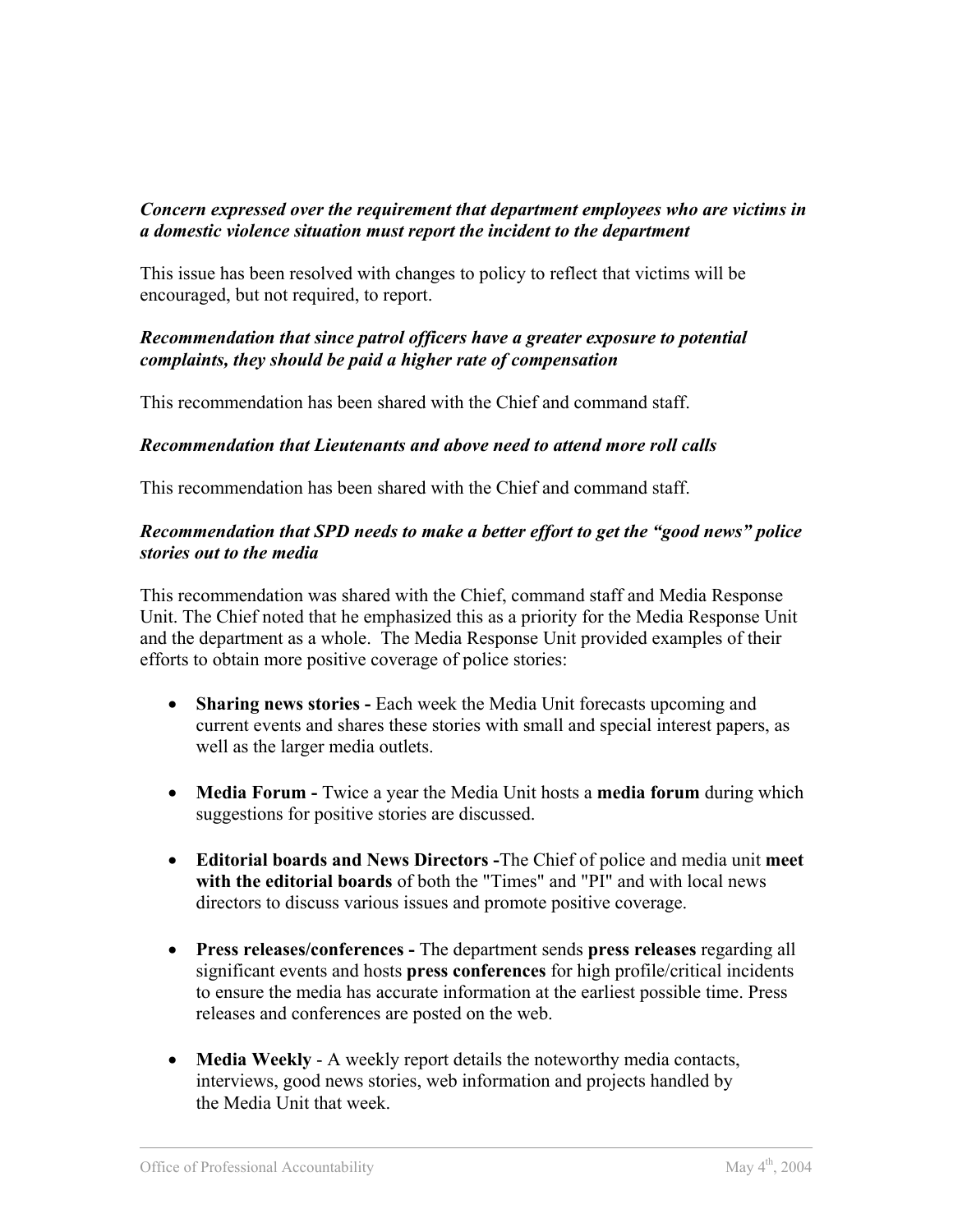***Concern expressed over the requirement that department employees who are victims in a domestic violence situation must report the incident to the department***

This issue has been resolved with changes to policy to reflect that victims will be encouraged, but not required, to report.

***Recommendation that since patrol officers have a greater exposure to potential complaints, they should be paid a higher rate of compensation***

This recommendation has been shared with the Chief and command staff.

***Recommendation that Lieutenants and above need to attend more roll calls***

This recommendation has been shared with the Chief and command staff.

***Recommendation that SPD needs to make a better effort to get the "good news" police stories out to the media***

This recommendation was shared with the Chief, command staff and Media Response Unit. The Chief noted that he emphasized this as a priority for the Media Response Unit and the department as a whole. The Media Response Unit provided examples of their efforts to obtain more positive coverage of police stories:

- **Sharing news stories -** Each week the Media Unit forecasts upcoming and current events and shares these stories with small and special interest papers, as well as the larger media outlets.

- **Media Forum -** Twice a year the Media Unit hosts a **media forum** during which suggestions for positive stories are discussed.

- **Editorial boards and News Directors -**The Chief of police and media unit **meet with the editorial boards** of both the "Times" and "PI" and with local news directors to discuss various issues and promote positive coverage.

- **Press releases/conferences -** The department sends **press releases** regarding all significant events and hosts **press conferences** for high profile/critical incidents to ensure the media has accurate information at the earliest possible time. Press releases and conferences are posted on the web.

- **Media Weekly** - A weekly report details the noteworthy media contacts, interviews, good news stories, web information and projects handled by the Media Unit that week.